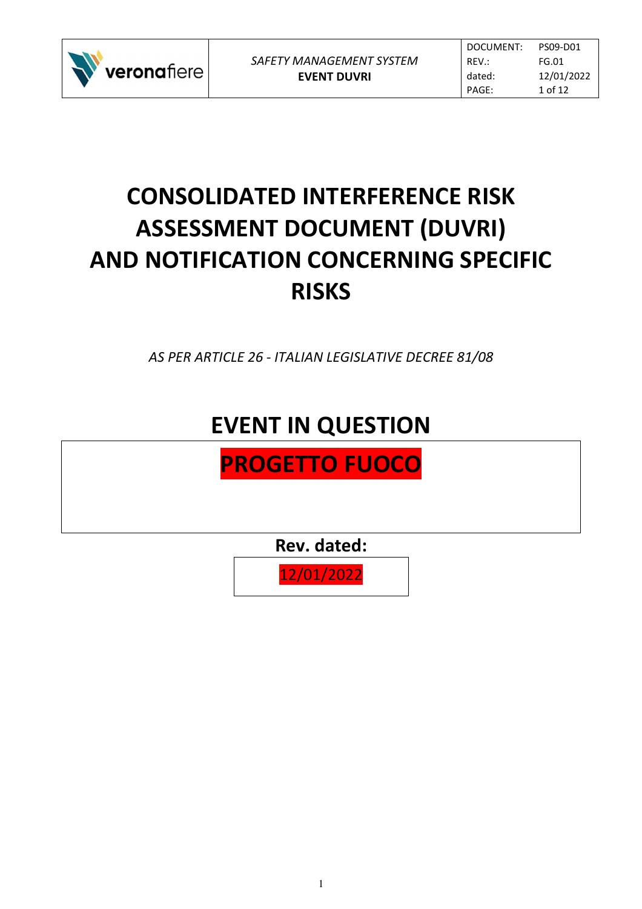# CONSOLIDATED INTERFERENCE RISK ASSESSMENT DOCUMENT (DUVRI) AND NOTIFICATION CONCERNING SPECIFIC RISKS

*AS PER ARTICLE 26 - ITALIAN LEGISLATIVE DECREE 81/08*

## EVENT IN QUESTION

**PROGETTO FUOCO**

**Rev. dated:**

12/01/2022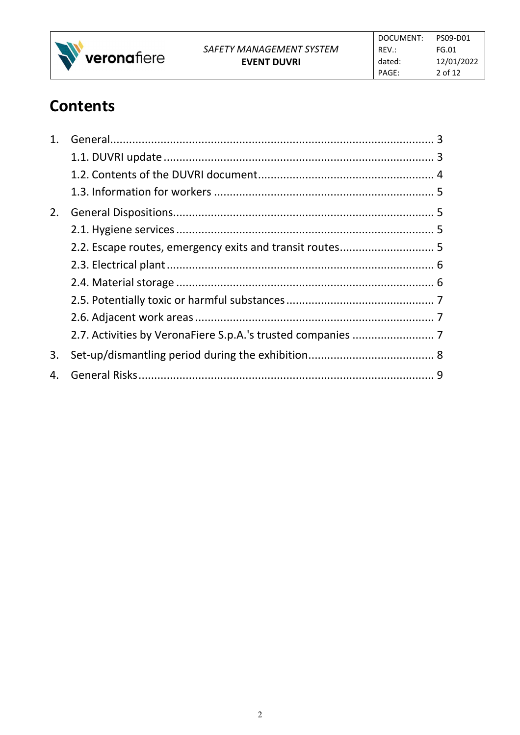# Contents

1. General ........................................................................................................ 3
   1.1. DUVRI update ........................................................................................ 3
   1.2. Contents of the DUVRI document .......................................................... 4
   1.3. Information for workers ........................................................................ 5
2. General Dispositions ...................................................................................... 5
   2.1. Hygiene services .................................................................................... 5
   2.2. Escape routes, emergency exits and transit routes ................................. 5
   2.3. Electrical plant ....................................................................................... 6
   2.4. Material storage .................................................................................... 6
   2.5. Potentially toxic or harmful substances .................................................. 7
   2.6. Adjacent work areas .............................................................................. 7
   2.7. Activities by VeronaFiere S.p.A.'s trusted companies ............................. 7
3. Set-up/dismantling period during the exhibition ............................................ 8
4. General Risks .................................................................................................. 9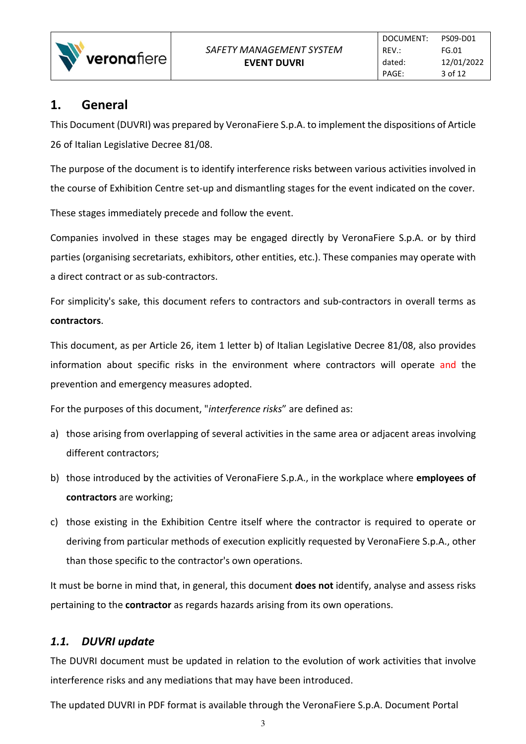# 1. General

This Document (DUVRI) was prepared by VeronaFiere S.p.A. to implement the dispositions of Article 26 of Italian Legislative Decree 81/08.

The purpose of the document is to identify interference risks between various activities involved in the course of Exhibition Centre set-up and dismantling stages for the event indicated on the cover.

These stages immediately precede and follow the event.

Companies involved in these stages may be engaged directly by VeronaFiere S.p.A. or by third parties (organising secretariats, exhibitors, other entities, etc.). These companies may operate with a direct contract or as sub-contractors.

For simplicity's sake, this document refers to contractors and sub-contractors in overall terms as **contractors**.

This document, as per Article 26, item 1 letter b) of Italian Legislative Decree 81/08, also provides information about specific risks in the environment where contractors will operate and the prevention and emergency measures adopted.

For the purposes of this document, "*interference risks*" are defined as:

a) those arising from overlapping of several activities in the same area or adjacent areas involving different contractors;

b) those introduced by the activities of VeronaFiere S.p.A., in the workplace where **employees of contractors** are working;

c) those existing in the Exhibition Centre itself where the contractor is required to operate or deriving from particular methods of execution explicitly requested by VeronaFiere S.p.A., other than those specific to the contractor's own operations.

It must be borne in mind that, in general, this document **does not** identify, analyse and assess risks pertaining to the **contractor** as regards hazards arising from its own operations.

## *1.1. DUVRI update*

The DUVRI document must be updated in relation to the evolution of work activities that involve interference risks and any mediations that may have been introduced.

The updated DUVRI in PDF format is available through the VeronaFiere S.p.A. Document Portal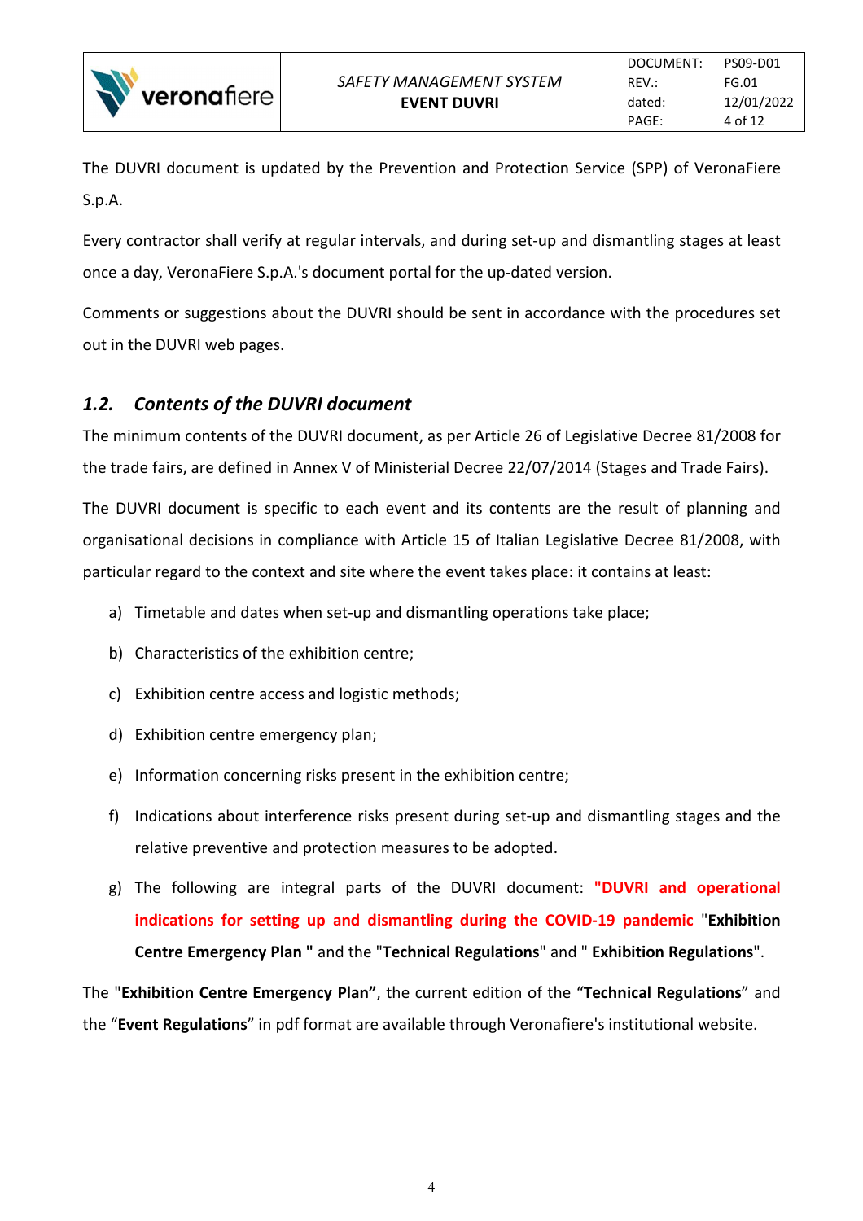The DUVRI document is updated by the Prevention and Protection Service (SPP) of VeronaFiere S.p.A.

Every contractor shall verify at regular intervals, and during set-up and dismantling stages at least once a day, VeronaFiere S.p.A.'s document portal for the up-dated version.

Comments or suggestions about the DUVRI should be sent in accordance with the procedures set out in the DUVRI web pages.

## *1.2. Contents of the DUVRI document*

The minimum contents of the DUVRI document, as per Article 26 of Legislative Decree 81/2008 for the trade fairs, are defined in Annex V of Ministerial Decree 22/07/2014 (Stages and Trade Fairs).

The DUVRI document is specific to each event and its contents are the result of planning and organisational decisions in compliance with Article 15 of Italian Legislative Decree 81/2008, with particular regard to the context and site where the event takes place: it contains at least:

a) Timetable and dates when set-up and dismantling operations take place;

b) Characteristics of the exhibition centre;

c) Exhibition centre access and logistic methods;

d) Exhibition centre emergency plan;

e) Information concerning risks present in the exhibition centre;

f) Indications about interference risks present during set-up and dismantling stages and the relative preventive and protection measures to be adopted.

g) The following are integral parts of the DUVRI document: **"DUVRI and operational indications for setting up and dismantling during the COVID-19 pandemic** "**Exhibition Centre Emergency Plan "** and the "**Technical Regulations**" and " **Exhibition Regulations**".

The "**Exhibition Centre Emergency Plan"**, the current edition of the "**Technical Regulations**" and the "**Event Regulations**" in pdf format are available through Veronafiere's institutional website.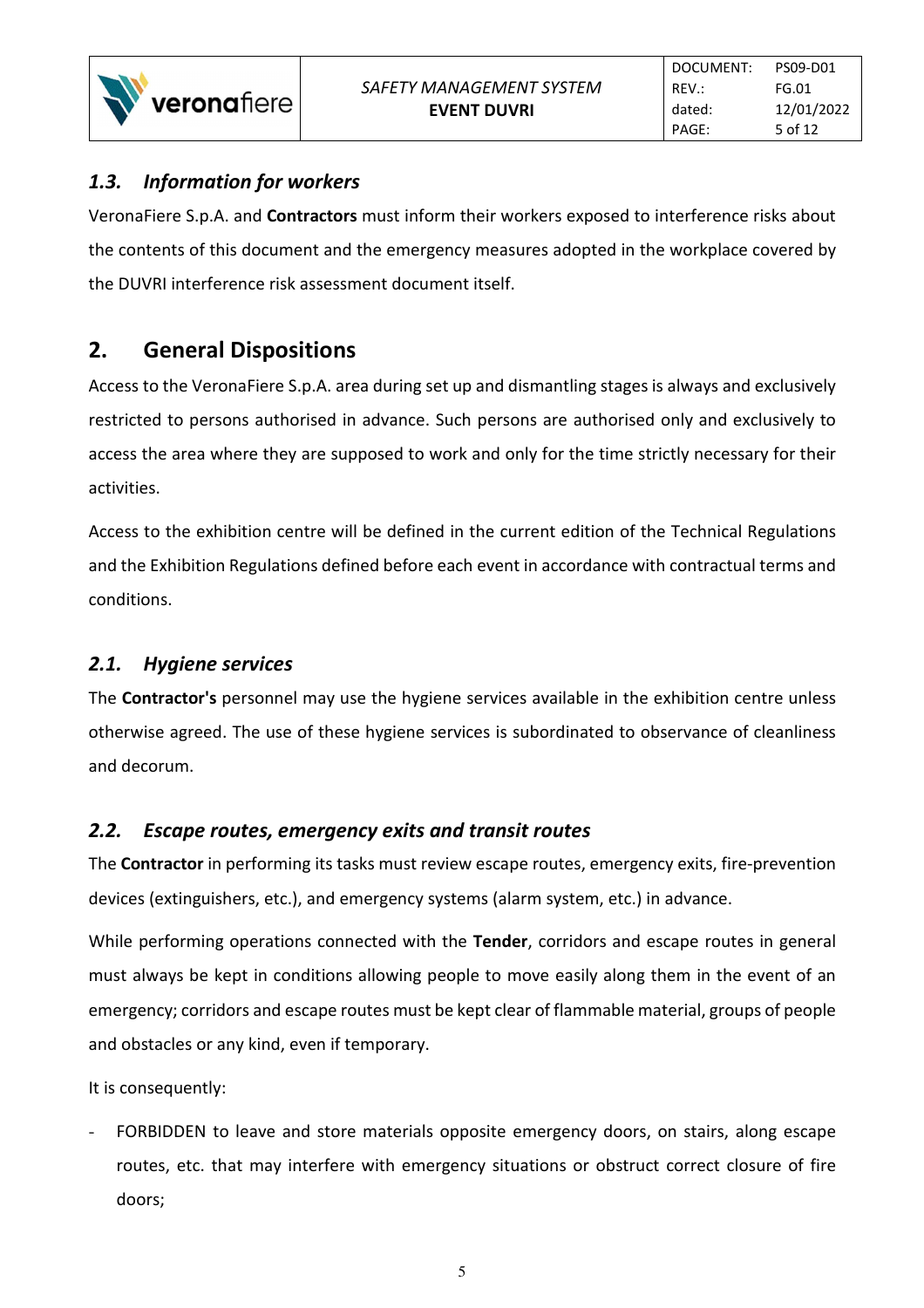## *1.3. Information for workers*

VeronaFiere S.p.A. and **Contractors** must inform their workers exposed to interference risks about the contents of this document and the emergency measures adopted in the workplace covered by the DUVRI interference risk assessment document itself.

# 2. General Dispositions

Access to the VeronaFiere S.p.A. area during set up and dismantling stages is always and exclusively restricted to persons authorised in advance. Such persons are authorised only and exclusively to access the area where they are supposed to work and only for the time strictly necessary for their activities.

Access to the exhibition centre will be defined in the current edition of the Technical Regulations and the Exhibition Regulations defined before each event in accordance with contractual terms and conditions.

## *2.1. Hygiene services*

The **Contractor's** personnel may use the hygiene services available in the exhibition centre unless otherwise agreed. The use of these hygiene services is subordinated to observance of cleanliness and decorum.

## *2.2. Escape routes, emergency exits and transit routes*

The **Contractor** in performing its tasks must review escape routes, emergency exits, fire-prevention devices (extinguishers, etc.), and emergency systems (alarm system, etc.) in advance.

While performing operations connected with the **Tender**, corridors and escape routes in general must always be kept in conditions allowing people to move easily along them in the event of an emergency; corridors and escape routes must be kept clear of flammable material, groups of people and obstacles or any kind, even if temporary.

It is consequently:

- FORBIDDEN to leave and store materials opposite emergency doors, on stairs, along escape routes, etc. that may interfere with emergency situations or obstruct correct closure of fire doors;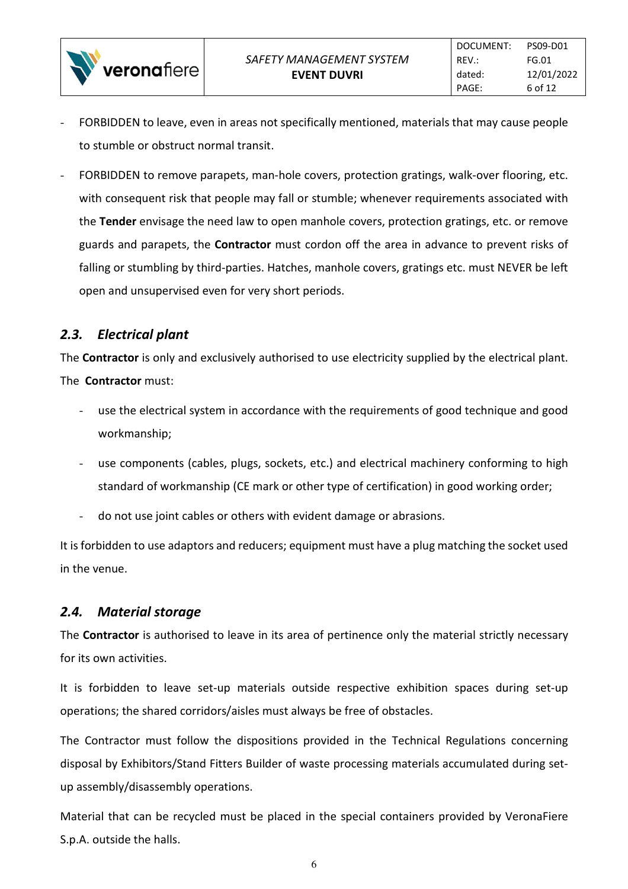- FORBIDDEN to leave, even in areas not specifically mentioned, materials that may cause people to stumble or obstruct normal transit.
- FORBIDDEN to remove parapets, man-hole covers, protection gratings, walk-over flooring, etc. with consequent risk that people may fall or stumble; whenever requirements associated with the **Tender** envisage the need law to open manhole covers, protection gratings, etc. or remove guards and parapets, the **Contractor** must cordon off the area in advance to prevent risks of falling or stumbling by third-parties. Hatches, manhole covers, gratings etc. must NEVER be left open and unsupervised even for very short periods.

## *2.3. Electrical plant*

The **Contractor** is only and exclusively authorised to use electricity supplied by the electrical plant. The **Contractor** must:

- use the electrical system in accordance with the requirements of good technique and good workmanship;
- use components (cables, plugs, sockets, etc.) and electrical machinery conforming to high standard of workmanship (CE mark or other type of certification) in good working order;
- do not use joint cables or others with evident damage or abrasions.

It is forbidden to use adaptors and reducers; equipment must have a plug matching the socket used in the venue.

## *2.4. Material storage*

The **Contractor** is authorised to leave in its area of pertinence only the material strictly necessary for its own activities.

It is forbidden to leave set-up materials outside respective exhibition spaces during set-up operations; the shared corridors/aisles must always be free of obstacles.

The Contractor must follow the dispositions provided in the Technical Regulations concerning disposal by Exhibitors/Stand Fitters Builder of waste processing materials accumulated during set-up assembly/disassembly operations.

Material that can be recycled must be placed in the special containers provided by VeronaFiere S.p.A. outside the halls.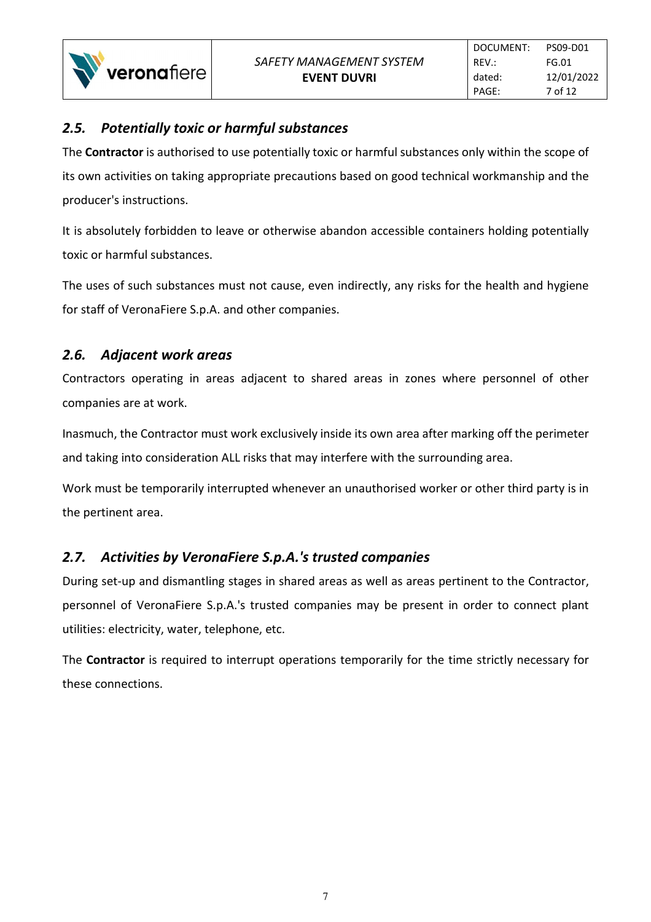## *2.5. Potentially toxic or harmful substances*

The **Contractor** is authorised to use potentially toxic or harmful substances only within the scope of its own activities on taking appropriate precautions based on good technical workmanship and the producer's instructions.

It is absolutely forbidden to leave or otherwise abandon accessible containers holding potentially toxic or harmful substances.

The uses of such substances must not cause, even indirectly, any risks for the health and hygiene for staff of VeronaFiere S.p.A. and other companies.

## *2.6. Adjacent work areas*

Contractors operating in areas adjacent to shared areas in zones where personnel of other companies are at work.

Inasmuch, the Contractor must work exclusively inside its own area after marking off the perimeter and taking into consideration ALL risks that may interfere with the surrounding area.

Work must be temporarily interrupted whenever an unauthorised worker or other third party is in the pertinent area.

## *2.7. Activities by VeronaFiere S.p.A.'s trusted companies*

During set-up and dismantling stages in shared areas as well as areas pertinent to the Contractor, personnel of VeronaFiere S.p.A.'s trusted companies may be present in order to connect plant utilities: electricity, water, telephone, etc.

The **Contractor** is required to interrupt operations temporarily for the time strictly necessary for these connections.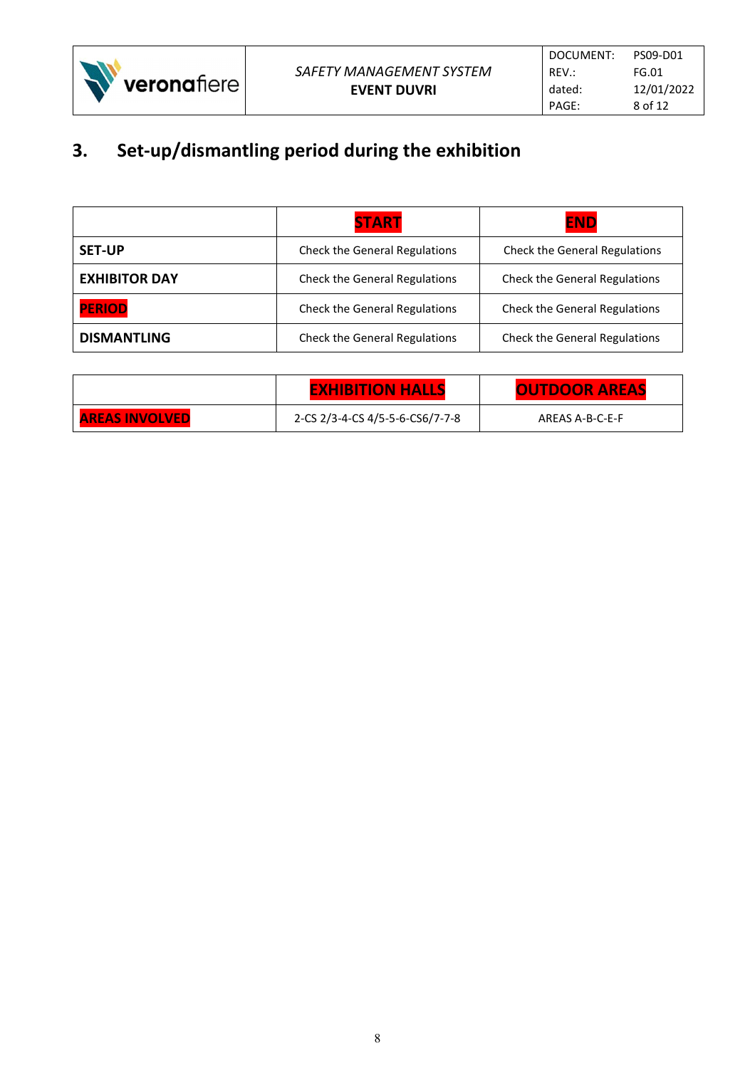## 3. Set-up/dismantling period during the exhibition

| | **START** | **END** |
|---|---|---|
| **SET-UP** | Check the General Regulations | Check the General Regulations |
| **EXHIBITOR DAY** | Check the General Regulations | Check the General Regulations |
| **PERIOD** | Check the General Regulations | Check the General Regulations |
| **DISMANTLING** | Check the General Regulations | Check the General Regulations |

| | **EXHIBITION HALLS** | **OUTDOOR AREAS** |
|---|---|---|
| **AREAS INVOLVED** | 2-CS 2/3-4-CS 4/5-5-6-CS6/7-7-8 | AREAS A-B-C-E-F |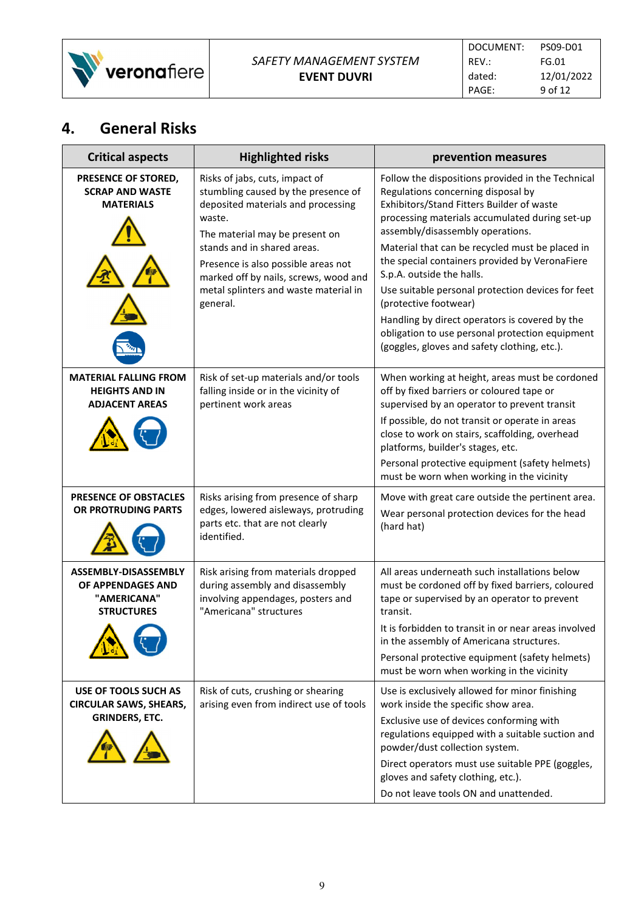## 4. General Risks

| Critical aspects | Highlighted risks | prevention measures |
|---|---|---|
| **PRESENCE OF STORED, SCRAP AND WASTE MATERIALS** | Risks of jabs, cuts, impact of stumbling caused by the presence of deposited materials and processing waste.<br>The material may be present on stands and in shared areas.<br>Presence is also possible areas not marked off by nails, screws, wood and metal splinters and waste material in general. | Follow the dispositions provided in the Technical Regulations concerning disposal by Exhibitors/Stand Fitters Builder of waste processing materials accumulated during set-up assembly/disassembly operations.<br>Material that can be recycled must be placed in the special containers provided by VeronaFiere S.p.A. outside the halls.<br>Use suitable personal protection devices for feet (protective footwear)<br>Handling by direct operators is covered by the obligation to use personal protection equipment (goggles, gloves and safety clothing, etc.). |
| **MATERIAL FALLING FROM HEIGHTS AND IN ADJACENT AREAS** | Risk of set-up materials and/or tools falling inside or in the vicinity of pertinent work areas | When working at height, areas must be cordoned off by fixed barriers or coloured tape or supervised by an operator to prevent transit<br>If possible, do not transit or operate in areas close to work on stairs, scaffolding, overhead platforms, builder's stages, etc.<br>Personal protective equipment (safety helmets) must be worn when working in the vicinity |
| **PRESENCE OF OBSTACLES OR PROTRUDING PARTS** | Risks arising from presence of sharp edges, lowered aisleways, protruding parts etc. that are not clearly identified. | Move with great care outside the pertinent area.<br>Wear personal protection devices for the head (hard hat) |
| **ASSEMBLY-DISASSEMBLY OF APPENDAGES AND "AMERICANA" STRUCTURES** | Risk arising from materials dropped during assembly and disassembly involving appendages, posters and "Americana" structures | All areas underneath such installations below must be cordoned off by fixed barriers, coloured tape or supervised by an operator to prevent transit.<br>It is forbidden to transit in or near areas involved in the assembly of Americana structures.<br>Personal protective equipment (safety helmets) must be worn when working in the vicinity |
| **USE OF TOOLS SUCH AS CIRCULAR SAWS, SHEARS, GRINDERS, ETC.** | Risk of cuts, crushing or shearing arising even from indirect use of tools | Use is exclusively allowed for minor finishing work inside the specific show area.<br>Exclusive use of devices conforming with regulations equipped with a suitable suction and powder/dust collection system.<br>Direct operators must use suitable PPE (goggles, gloves and safety clothing, etc.).<br>Do not leave tools ON and unattended. |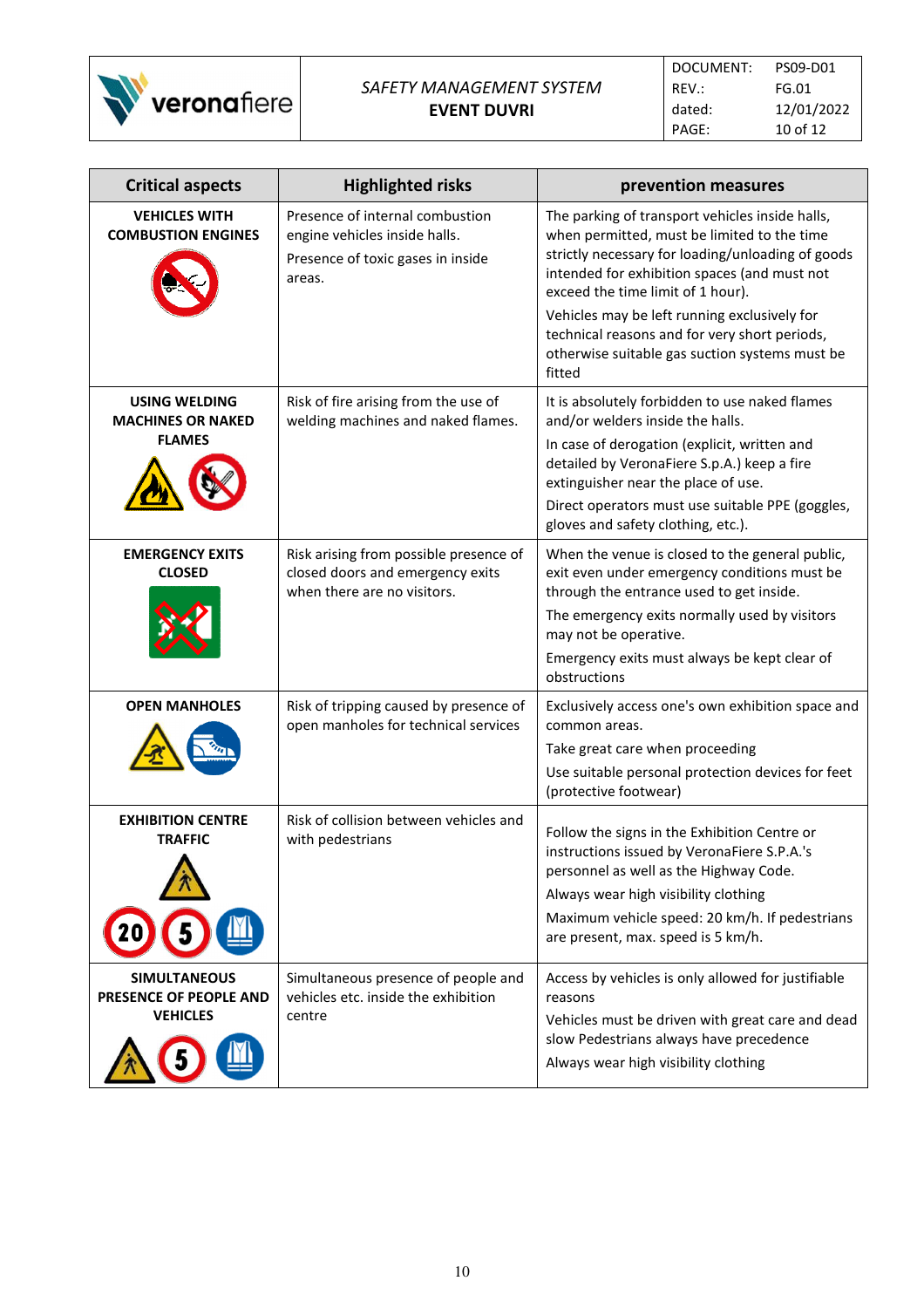| Critical aspects | Highlighted risks | prevention measures |
|---|---|---|
| **VEHICLES WITH COMBUSTION ENGINES** | Presence of internal combustion engine vehicles inside halls. Presence of toxic gases in inside areas. | The parking of transport vehicles inside halls, when permitted, must be limited to the time strictly necessary for loading/unloading of goods intended for exhibition spaces (and must not exceed the time limit of 1 hour). Vehicles may be left running exclusively for technical reasons and for very short periods, otherwise suitable gas suction systems must be fitted |
| **USING WELDING MACHINES OR NAKED FLAMES** | Risk of fire arising from the use of welding machines and naked flames. | It is absolutely forbidden to use naked flames and/or welders inside the halls. In case of derogation (explicit, written and detailed by VeronaFiere S.p.A.) keep a fire extinguisher near the place of use. Direct operators must use suitable PPE (goggles, gloves and safety clothing, etc.). |
| **EMERGENCY EXITS CLOSED** | Risk arising from possible presence of closed doors and emergency exits when there are no visitors. | When the venue is closed to the general public, exit even under emergency conditions must be through the entrance used to get inside. The emergency exits normally used by visitors may not be operative. Emergency exits must always be kept clear of obstructions |
| **OPEN MANHOLES** | Risk of tripping caused by presence of open manholes for technical services | Exclusively access one's own exhibition space and common areas. Take great care when proceeding Use suitable personal protection devices for feet (protective footwear) |
| **EXHIBITION CENTRE TRAFFIC** | Risk of collision between vehicles and with pedestrians | Follow the signs in the Exhibition Centre or instructions issued by VeronaFiere S.P.A.'s personnel as well as the Highway Code. Always wear high visibility clothing Maximum vehicle speed: 20 km/h. If pedestrians are present, max. speed is 5 km/h. |
| **SIMULTANEOUS PRESENCE OF PEOPLE AND VEHICLES** | Simultaneous presence of people and vehicles etc. inside the exhibition centre | Access by vehicles is only allowed for justifiable reasons Vehicles must be driven with great care and dead slow Pedestrians always have precedence Always wear high visibility clothing |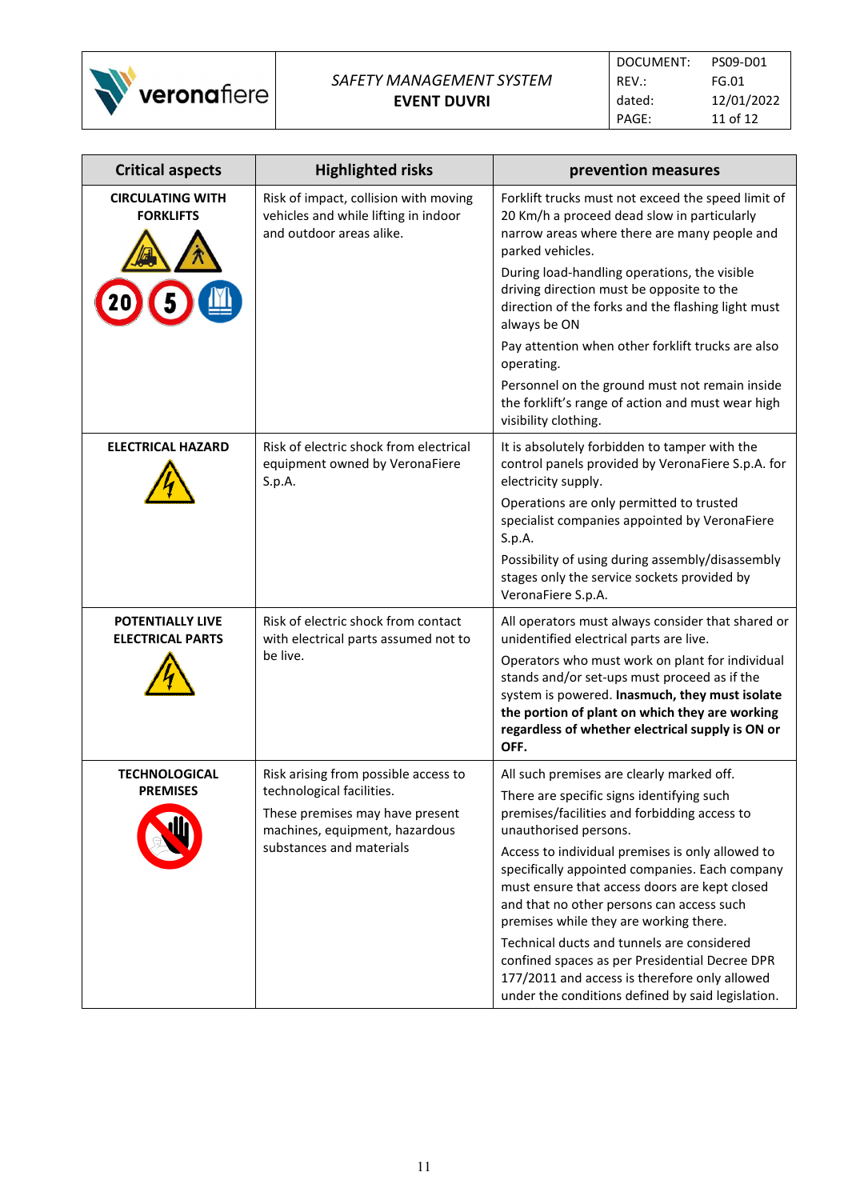| Critical aspects | Highlighted risks | prevention measures |
|---|---|---|
| **CIRCULATING WITH FORKLIFTS** | Risk of impact, collision with moving vehicles and while lifting in indoor and outdoor areas alike. | Forklift trucks must not exceed the speed limit of 20 Km/h a proceed dead slow in particularly narrow areas where there are many people and parked vehicles.<br>During load-handling operations, the visible driving direction must be opposite to the direction of the forks and the flashing light must always be ON<br>Pay attention when other forklift trucks are also operating.<br>Personnel on the ground must not remain inside the forklift's range of action and must wear high visibility clothing. |
| **ELECTRICAL HAZARD** | Risk of electric shock from electrical equipment owned by VeronaFiere S.p.A. | It is absolutely forbidden to tamper with the control panels provided by VeronaFiere S.p.A. for electricity supply.<br>Operations are only permitted to trusted specialist companies appointed by VeronaFiere S.p.A.<br>Possibility of using during assembly/disassembly stages only the service sockets provided by VeronaFiere S.p.A. |
| **POTENTIALLY LIVE ELECTRICAL PARTS** | Risk of electric shock from contact with electrical parts assumed not to be live. | All operators must always consider that shared or unidentified electrical parts are live.<br>Operators who must work on plant for individual stands and/or set-ups must proceed as if the system is powered. **Inasmuch, they must isolate the portion of plant on which they are working regardless of whether electrical supply is ON or OFF.** |
| **TECHNOLOGICAL PREMISES** | Risk arising from possible access to technological facilities.<br>These premises may have present machines, equipment, hazardous substances and materials | All such premises are clearly marked off.<br>There are specific signs identifying such premises/facilities and forbidding access to unauthorised persons.<br>Access to individual premises is only allowed to specifically appointed companies. Each company must ensure that access doors are kept closed and that no other persons can access such premises while they are working there.<br>Technical ducts and tunnels are considered confined spaces as per Presidential Decree DPR 177/2011 and access is therefore only allowed under the conditions defined by said legislation. |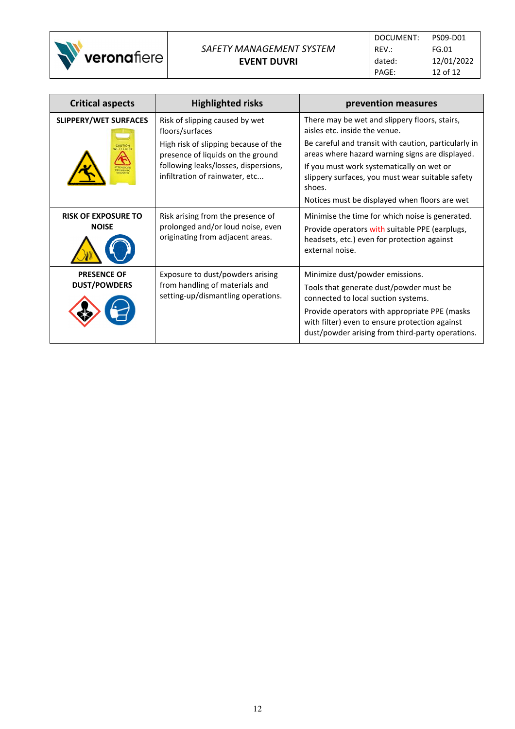| Critical aspects | Highlighted risks | prevention measures |
|---|---|---|
| **SLIPPERY/WET SURFACES** | Risk of slipping caused by wet floors/surfaces<br>High risk of slipping because of the presence of liquids on the ground following leaks/losses, dispersions, infiltration of rainwater, etc... | There may be wet and slippery floors, stairs, aisles etc. inside the venue.<br>Be careful and transit with caution, particularly in areas where hazard warning signs are displayed.<br>If you must work systematically on wet or slippery surfaces, you must wear suitable safety shoes.<br>Notices must be displayed when floors are wet |
| **RISK OF EXPOSURE TO NOISE** | Risk arising from the presence of prolonged and/or loud noise, even originating from adjacent areas. | Minimise the time for which noise is generated.<br>Provide operators with suitable PPE (earplugs, headsets, etc.) even for protection against external noise. |
| **PRESENCE OF DUST/POWDERS** | Exposure to dust/powders arising from handling of materials and setting-up/dismantling operations. | Minimize dust/powder emissions.<br>Tools that generate dust/powder must be connected to local suction systems.<br>Provide operators with appropriate PPE (masks with filter) even to ensure protection against dust/powder arising from third-party operations. |